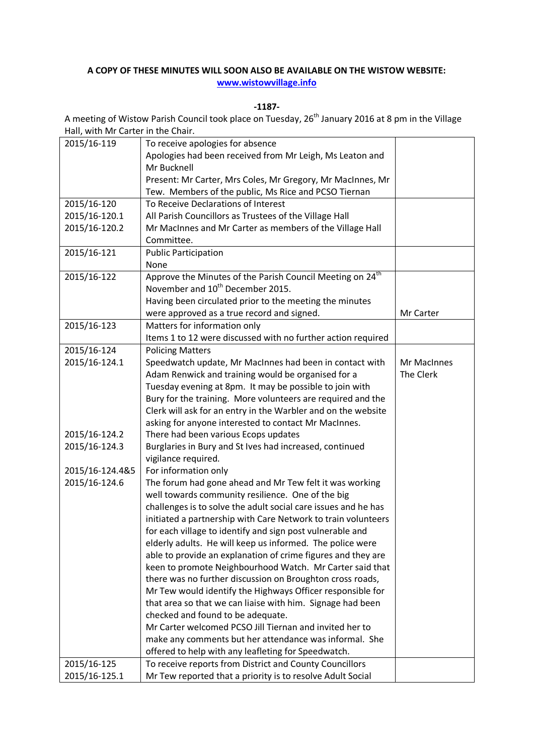**A COPY OF THESE MINUTES WILL SOON ALSO BE AVAILABLE ON THE WISTOW WEBSITE:**
**www.wistowvillage.info**

**-1187-**

A meeting of Wistow Parish Council took place on Tuesday, 26th January 2016 at 8 pm in the Village Hall, with Mr Carter in the Chair.

| | | |
|---|---|---|
| 2015/16-119 | To receive apologies for absence<br>Apologies had been received from Mr Leigh, Ms Leaton and Mr Bucknell<br>Present: Mr Carter, Mrs Coles, Mr Gregory, Mr MacInnes, Mr Tew. Members of the public, Ms Rice and PCSO Tiernan | |
| 2015/16-120<br>2015/16-120.1<br>2015/16-120.2 | To Receive Declarations of Interest<br>All Parish Councillors as Trustees of the Village Hall<br>Mr MacInnes and Mr Carter as members of the Village Hall Committee. | |
| 2015/16-121 | Public Participation<br>None | |
| 2015/16-122 | Approve the Minutes of the Parish Council Meeting on 24th November and 10th December 2015.<br>Having been circulated prior to the meeting the minutes were approved as a true record and signed. | Mr Carter |
| 2015/16-123 | Matters for information only<br>Items 1 to 12 were discussed with no further action required | |
| 2015/16-124<br>2015/16-124.1<br><br><br><br><br><br>2015/16-124.2<br>2015/16-124.3<br><br>2015/16-124.4&5<br>2015/16-124.6 | Policing Matters<br>Speedwatch update, Mr MacInnes had been in contact with Adam Renwick and training would be organised for a Tuesday evening at 8pm. It may be possible to join with Bury for the training. More volunteers are required and the Clerk will ask for an entry in the Warbler and on the website asking for anyone interested to contact Mr MacInnes.<br>There had been various Ecops updates<br>Burglaries in Bury and St Ives had increased, continued vigilance required.<br>For information only<br>The forum had gone ahead and Mr Tew felt it was working well towards community resilience. One of the big challenges is to solve the adult social care issues and he has initiated a partnership with Care Network to train volunteers for each village to identify and sign post vulnerable and elderly adults. He will keep us informed. The police were able to provide an explanation of crime figures and they are keen to promote Neighbourhood Watch. Mr Carter said that there was no further discussion on Broughton cross roads, Mr Tew would identify the Highways Officer responsible for that area so that we can liaise with him. Signage had been checked and found to be adequate.<br>Mr Carter welcomed PCSO Jill Tiernan and invited her to make any comments but her attendance was informal. She offered to help with any leafleting for Speedwatch. | <br>Mr MacInnes<br>The Clerk |
| 2015/16-125<br>2015/16-125.1 | To receive reports from District and County Councillors<br>Mr Tew reported that a priority is to resolve Adult Social | |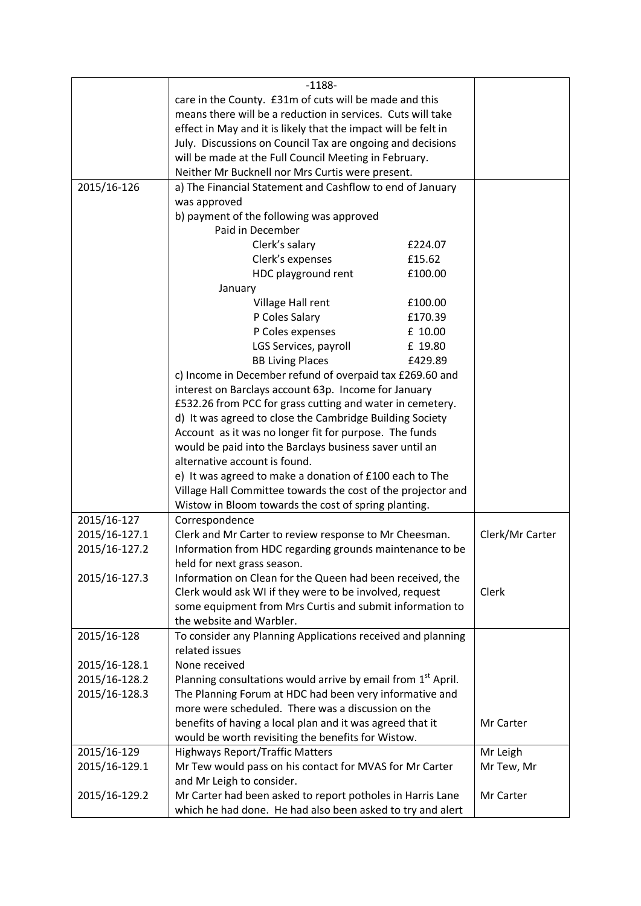| | -1188- | |
|---|---|---|
| | care in the County. £31m of cuts will be made and this means there will be a reduction in services. Cuts will take effect in May and it is likely that the impact will be felt in July. Discussions on Council Tax are ongoing and decisions will be made at the Full Council Meeting in February. Neither Mr Bucknell nor Mrs Curtis were present. | |
| 2015/16-126 | a) The Financial Statement and Cashflow to end of January was approved<br>b) payment of the following was approved<br>Paid in December<br>Clerk's salary £224.07<br>Clerk's expenses £15.62<br>HDC playground rent £100.00<br>January<br>Village Hall rent £100.00<br>P Coles Salary £170.39<br>P Coles expenses £ 10.00<br>LGS Services, payroll £ 19.80<br>BB Living Places £429.89<br>c) Income in December refund of overpaid tax £269.60 and interest on Barclays account 63p. Income for January £532.26 from PCC for grass cutting and water in cemetery.<br>d) It was agreed to close the Cambridge Building Society Account as it was no longer fit for purpose. The funds would be paid into the Barclays business saver until an alternative account is found.<br>e) It was agreed to make a donation of £100 each to The Village Hall Committee towards the cost of the projector and Wistow in Bloom towards the cost of spring planting. | |
| 2015/16-127 | Correspondence | |
| 2015/16-127.1 | Clerk and Mr Carter to review response to Mr Cheesman. | Clerk/Mr Carter |
| 2015/16-127.2 | Information from HDC regarding grounds maintenance to be held for next grass season. | |
| 2015/16-127.3 | Information on Clean for the Queen had been received, the Clerk would ask WI if they were to be involved, request some equipment from Mrs Curtis and submit information to the website and Warbler. | Clerk |
| 2015/16-128 | To consider any Planning Applications received and planning related issues | |
| 2015/16-128.1 | None received | |
| 2015/16-128.2 | Planning consultations would arrive by email from 1st April. | |
| 2015/16-128.3 | The Planning Forum at HDC had been very informative and more were scheduled. There was a discussion on the benefits of having a local plan and it was agreed that it would be worth revisiting the benefits for Wistow. | Mr Carter |
| 2015/16-129 | Highways Report/Traffic Matters | Mr Leigh |
| 2015/16-129.1 | Mr Tew would pass on his contact for MVAS for Mr Carter and Mr Leigh to consider. | Mr Tew, Mr |
| 2015/16-129.2 | Mr Carter had been asked to report potholes in Harris Lane which he had done. He had also been asked to try and alert | Mr Carter |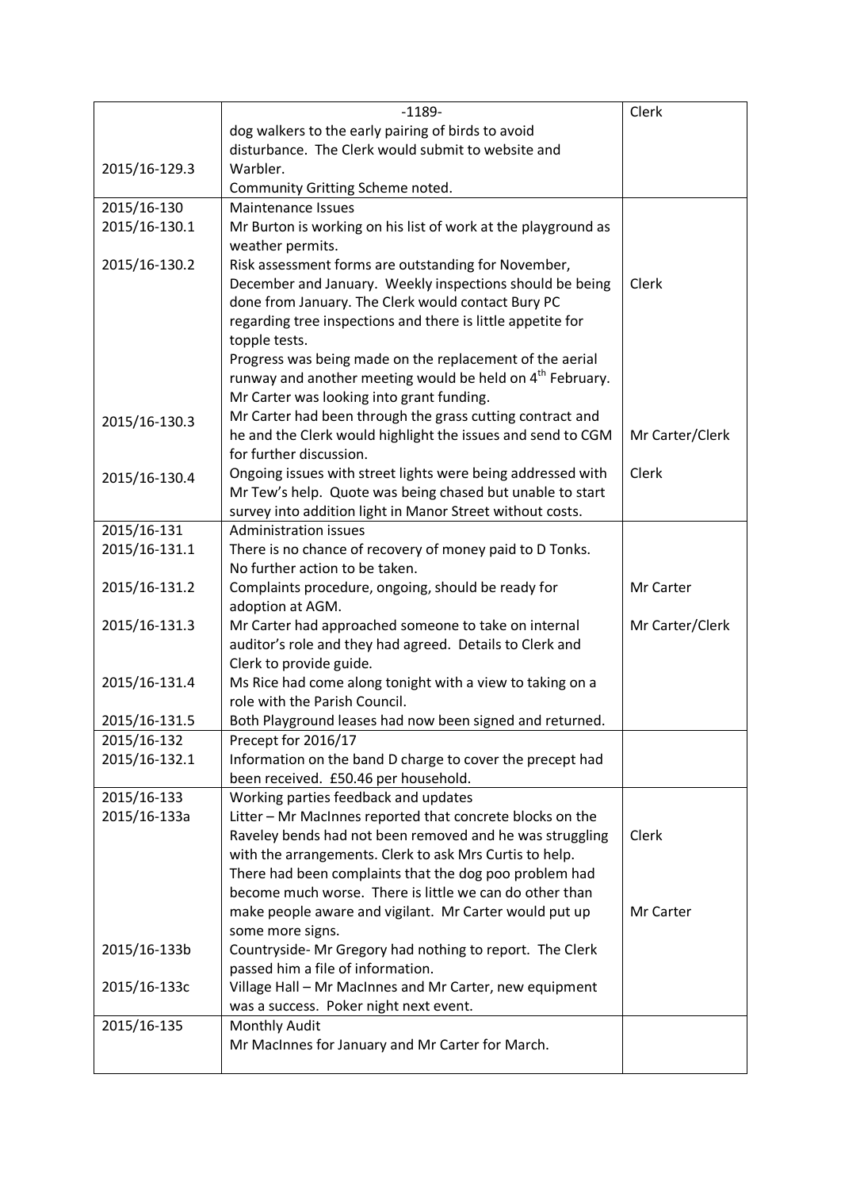| | -1189- | Clerk |
|---|---|---|
| 2015/16-129.3 | dog walkers to the early pairing of birds to avoid disturbance. The Clerk would submit to website and Warbler.<br>Community Gritting Scheme noted. | |
| 2015/16-130<br>2015/16-130.1 | Maintenance Issues<br>Mr Burton is working on his list of work at the playground as weather permits. | |
| 2015/16-130.2 | Risk assessment forms are outstanding for November, December and January. Weekly inspections should be being done from January. The Clerk would contact Bury PC regarding tree inspections and there is little appetite for topple tests.<br>Progress was being made on the replacement of the aerial runway and another meeting would be held on 4th February. Mr Carter was looking into grant funding. | Clerk |
| 2015/16-130.3 | Mr Carter had been through the grass cutting contract and he and the Clerk would highlight the issues and send to CGM for further discussion. | Mr Carter/Clerk |
| 2015/16-130.4 | Ongoing issues with street lights were being addressed with Mr Tew's help. Quote was being chased but unable to start survey into addition light in Manor Street without costs. | Clerk |
| 2015/16-131<br>2015/16-131.1 | Administration issues<br>There is no chance of recovery of money paid to D Tonks. No further action to be taken. | |
| 2015/16-131.2 | Complaints procedure, ongoing, should be ready for adoption at AGM. | Mr Carter |
| 2015/16-131.3 | Mr Carter had approached someone to take on internal auditor's role and they had agreed. Details to Clerk and Clerk to provide guide. | Mr Carter/Clerk |
| 2015/16-131.4 | Ms Rice had come along tonight with a view to taking on a role with the Parish Council. | |
| 2015/16-131.5 | Both Playground leases had now been signed and returned. | |
| 2015/16-132<br>2015/16-132.1 | Precept for 2016/17<br>Information on the band D charge to cover the precept had been received. £50.46 per household. | |
| 2015/16-133<br>2015/16-133a | Working parties feedback and updates<br>Litter – Mr MacInnes reported that concrete blocks on the Raveley bends had not been removed and he was struggling with the arrangements. Clerk to ask Mrs Curtis to help.<br>There had been complaints that the dog poo problem had become much worse. There is little we can do other than make people aware and vigilant. Mr Carter would put up some more signs. | Clerk<br><br><br>Mr Carter |
| 2015/16-133b | Countryside- Mr Gregory had nothing to report. The Clerk passed him a file of information. | |
| 2015/16-133c | Village Hall – Mr MacInnes and Mr Carter, new equipment was a success. Poker night next event. | |
| 2015/16-135 | Monthly Audit<br>Mr MacInnes for January and Mr Carter for March. | |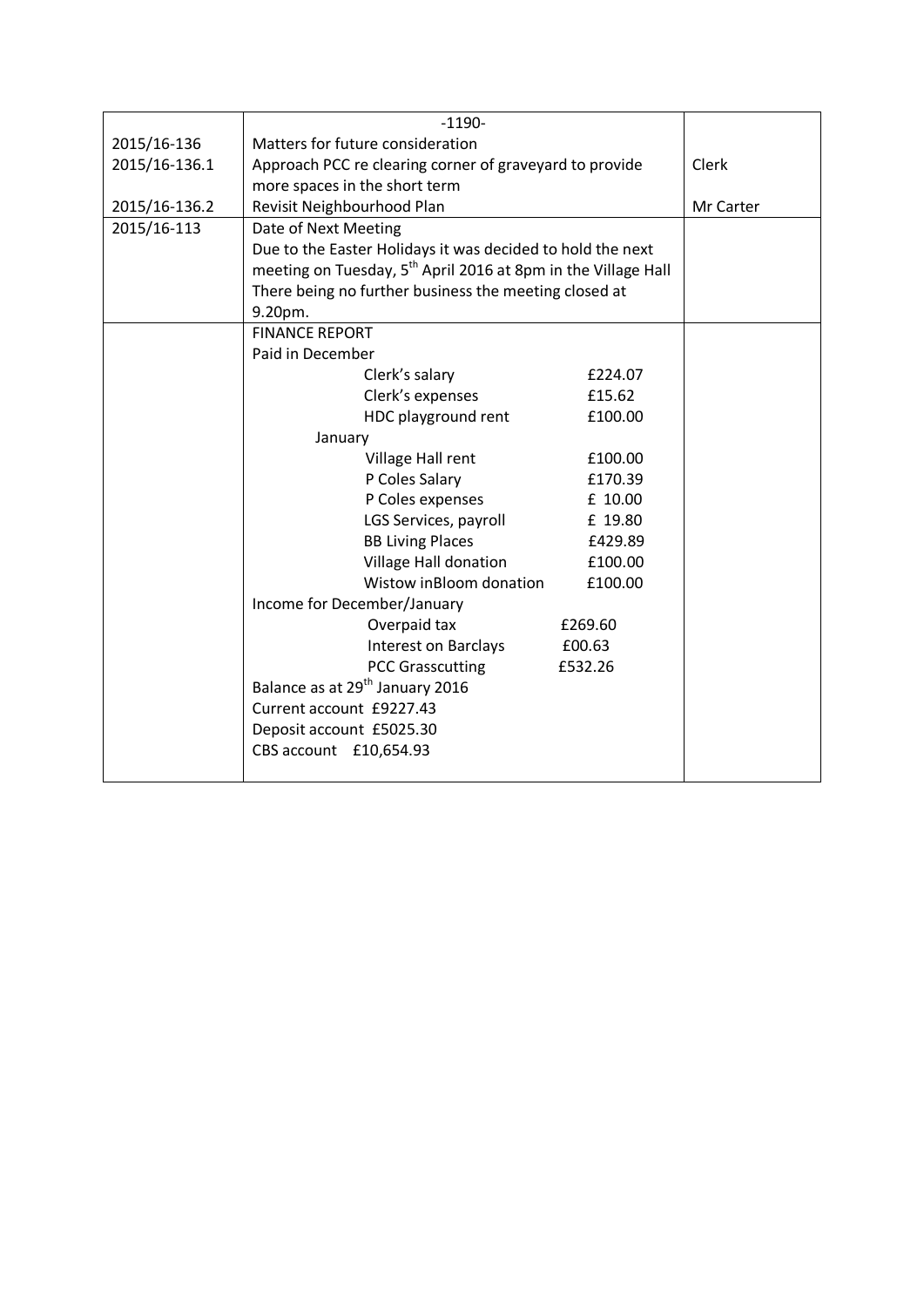| | | |
|---|---|---|
| | -1190- | |
| 2015/16-136 | Matters for future consideration | |
| 2015/16-136.1 | Approach PCC re clearing corner of graveyard to provide more spaces in the short term | Clerk |
| 2015/16-136.2 | Revisit Neighbourhood Plan | Mr Carter |
| 2015/16-113 | Date of Next Meeting<br>Due to the Easter Holidays it was decided to hold the next meeting on Tuesday, 5th April 2016 at 8pm in the Village Hall<br>There being no further business the meeting closed at 9.20pm. | |
| | FINANCE REPORT<br>Paid in December<br>Clerk's salary £224.07<br>Clerk's expenses £15.62<br>HDC playground rent £100.00<br>January<br>Village Hall rent £100.00<br>P Coles Salary £170.39<br>P Coles expenses £ 10.00<br>LGS Services, payroll £ 19.80<br>BB Living Places £429.89<br>Village Hall donation £100.00<br>Wistow inBloom donation £100.00<br>Income for December/January<br>Overpaid tax £269.60<br>Interest on Barclays £00.63<br>PCC Grasscutting £532.26<br>Balance as at 29th January 2016<br>Current account £9227.43<br>Deposit account £5025.30<br>CBS account £10,654.93 | |